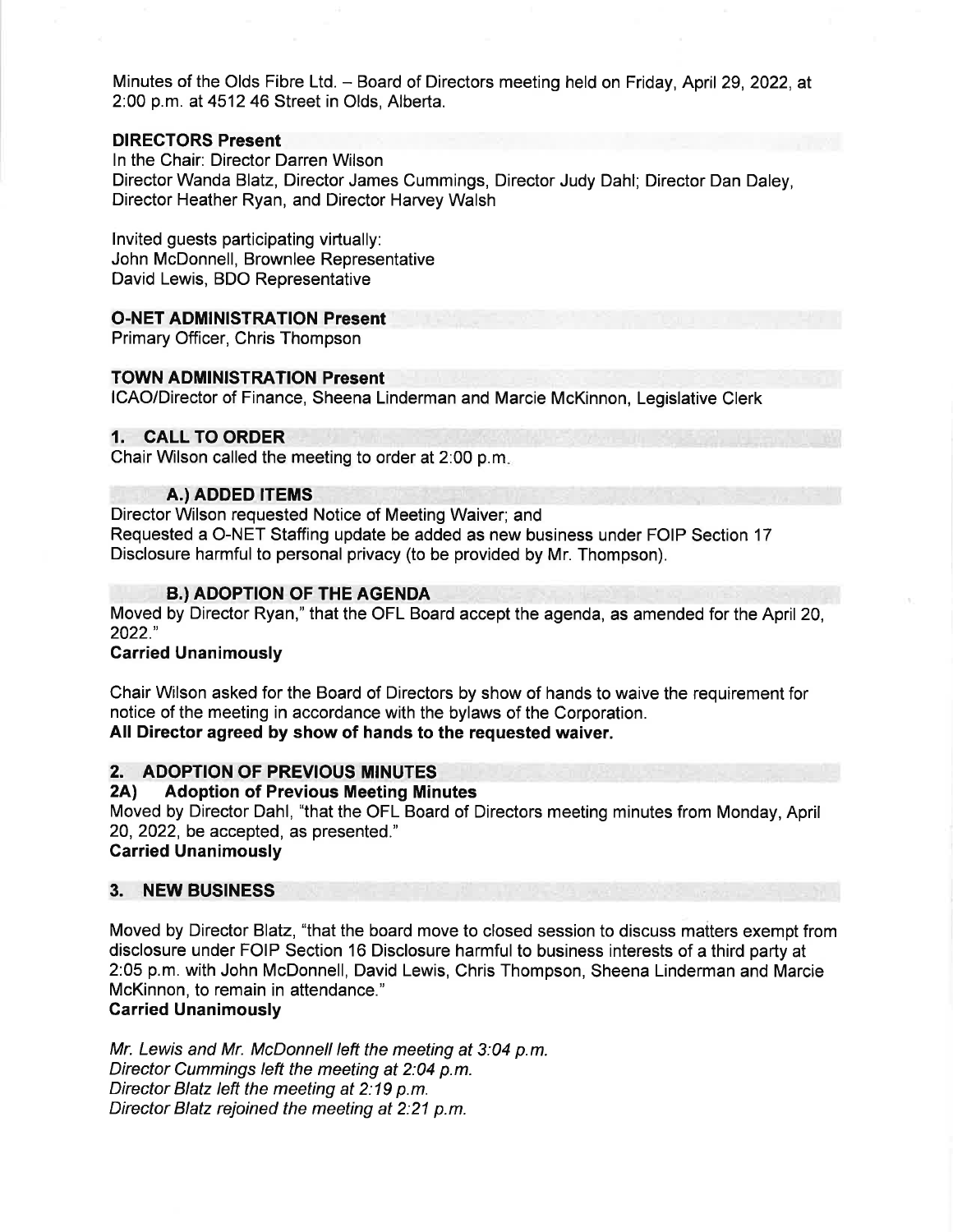Minutes of the Olds Fibre Ltd. – Board of Directors meeting held on Friday, April 29, 2022, at 2:00 p.m. at 4512 46 Street in Olds, Alberta.

## DIRECTORS Present

In the Chair: Director Darren Wilson
Director Wanda Blatz, Director James Cummings, Director Judy Dahl; Director Dan Daley, Director Heather Ryan, and Director Harvey Walsh

Invited guests participating virtually:
John McDonnell, Brownlee Representative
David Lewis, BDO Representative

## O-NET ADMINISTRATION Present

Primary Officer, Chris Thompson

## TOWN ADMINISTRATION Present

ICAO/Director of Finance, Sheena Linderman and Marcie McKinnon, Legislative Clerk

## 1. CALL TO ORDER

Chair Wilson called the meeting to order at 2:00 p.m.

### A.) ADDED ITEMS

Director Wilson requested Notice of Meeting Waiver; and
Requested a O-NET Staffing update be added as new business under FOIP Section 17 Disclosure harmful to personal privacy (to be provided by Mr. Thompson).

### B.) ADOPTION OF THE AGENDA

Moved by Director Ryan," that the OFL Board accept the agenda, as amended for the April 20, 2022."

**Carried Unanimously**

Chair Wilson asked for the Board of Directors by show of hands to waive the requirement for notice of the meeting in accordance with the bylaws of the Corporation.

**All Director agreed by show of hands to the requested waiver.**

## 2. ADOPTION OF PREVIOUS MINUTES

### 2A) Adoption of Previous Meeting Minutes

Moved by Director Dahl, "that the OFL Board of Directors meeting minutes from Monday, April 20, 2022, be accepted, as presented."

**Carried Unanimously**

## 3. NEW BUSINESS

Moved by Director Blatz, "that the board move to closed session to discuss matters exempt from disclosure under FOIP Section 16 Disclosure harmful to business interests of a third party at 2:05 p.m. with John McDonnell, David Lewis, Chris Thompson, Sheena Linderman and Marcie McKinnon, to remain in attendance."

**Carried Unanimously**

*Mr. Lewis and Mr. McDonnell left the meeting at 3:04 p.m.*
*Director Cummings left the meeting at 2:04 p.m.*
*Director Blatz left the meeting at 2:19 p.m.*
*Director Blatz rejoined the meeting at 2:21 p.m.*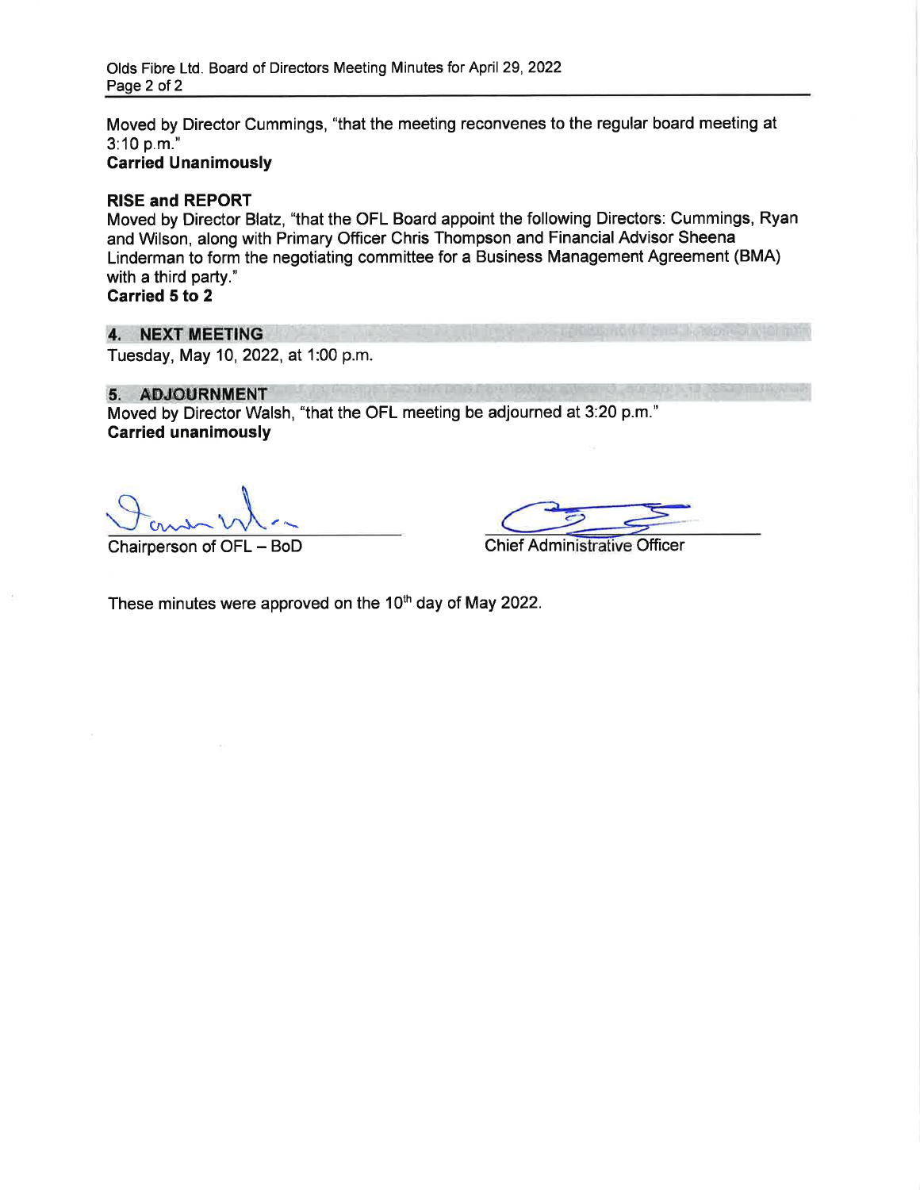Moved by Director Cummings, "that the meeting reconvenes to the regular board meeting at 3:10 p.m."
**Carried Unanimously**

**RISE and REPORT**
Moved by Director Blatz, "that the OFL Board appoint the following Directors: Cummings, Ryan and Wilson, along with Primary Officer Chris Thompson and Financial Advisor Sheena Linderman to form the negotiating committee for a Business Management Agreement (BMA) with a third party."
**Carried 5 to 2**

## 4. NEXT MEETING

Tuesday, May 10, 2022, at 1:00 p.m.

## 5. ADJOURNMENT

Moved by Director Walsh, "that the OFL meeting be adjourned at 3:20 p.m."
**Carried unanimously**

Chairperson of OFL – BoD

Chief Administrative Officer

These minutes were approved on the 10th day of May 2022.